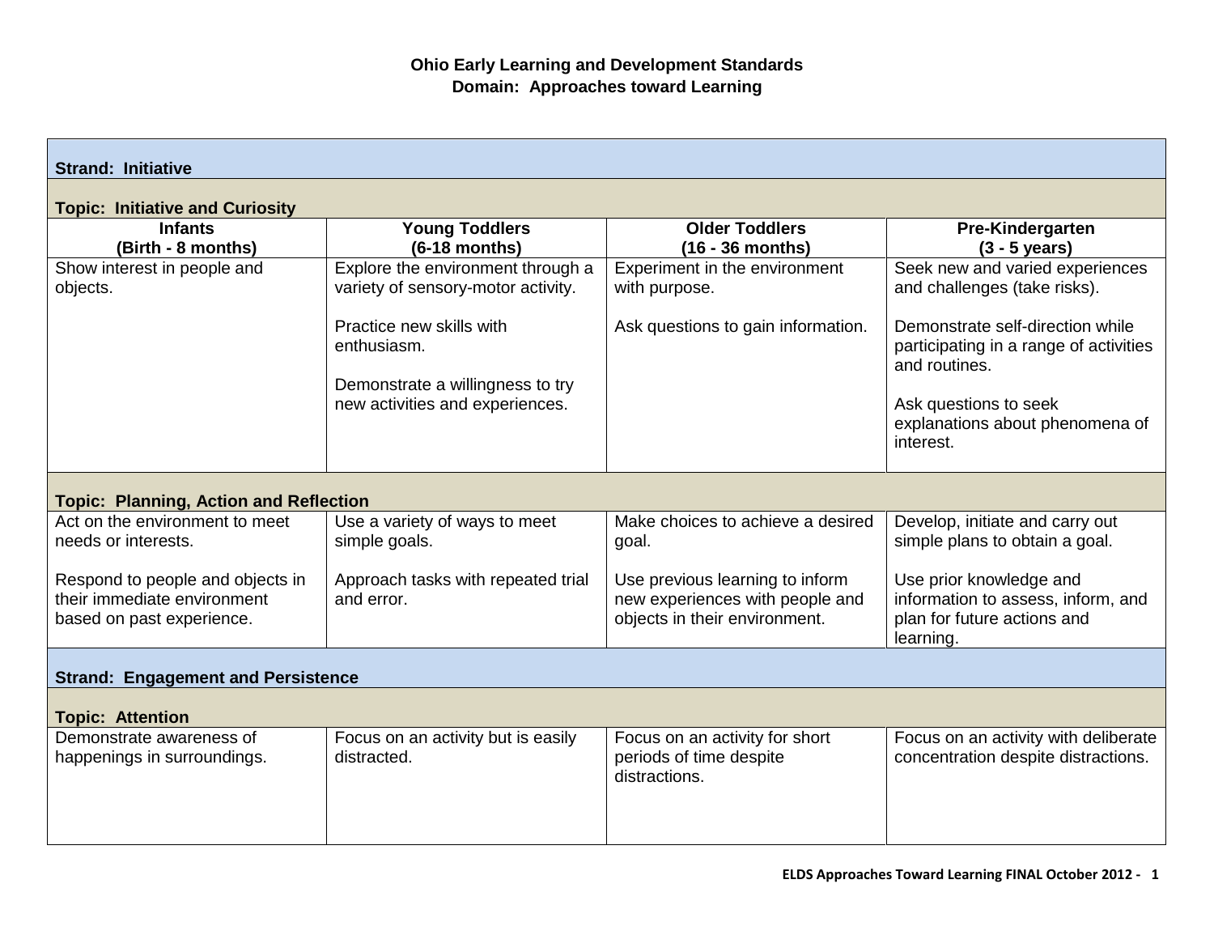# Ohio Early Learning and Development Standards
## Domain: Approaches toward Learning

| Infants (Birth - 8 months) | Young Toddlers (6-18 months) | Older Toddlers (16 - 36 months) | Pre-Kindergarten (3 - 5 years) |
|---|---|---|---|
| **Strand: Initiative** | | | |
| **Topic: Initiative and Curiosity** | | | |
| Show interest in people and objects. | Explore the environment through a variety of sensory-motor activity.<br><br>Practice new skills with enthusiasm.<br><br>Demonstrate a willingness to try new activities and experiences. | Experiment in the environment with purpose.<br><br>Ask questions to gain information. | Seek new and varied experiences and challenges (take risks).<br><br>Demonstrate self-direction while participating in a range of activities and routines.<br><br>Ask questions to seek explanations about phenomena of interest. |
| **Topic: Planning, Action and Reflection** | | | |
| Act on the environment to meet needs or interests.<br><br>Respond to people and objects in their immediate environment based on past experience. | Use a variety of ways to meet simple goals.<br><br>Approach tasks with repeated trial and error. | Make choices to achieve a desired goal.<br><br>Use previous learning to inform new experiences with people and objects in their environment. | Develop, initiate and carry out simple plans to obtain a goal.<br><br>Use prior knowledge and information to assess, inform, and plan for future actions and learning. |
| **Strand: Engagement and Persistence** | | | |
| **Topic: Attention** | | | |
| Demonstrate awareness of happenings in surroundings. | Focus on an activity but is easily distracted. | Focus on an activity for short periods of time despite distractions. | Focus on an activity with deliberate concentration despite distractions. |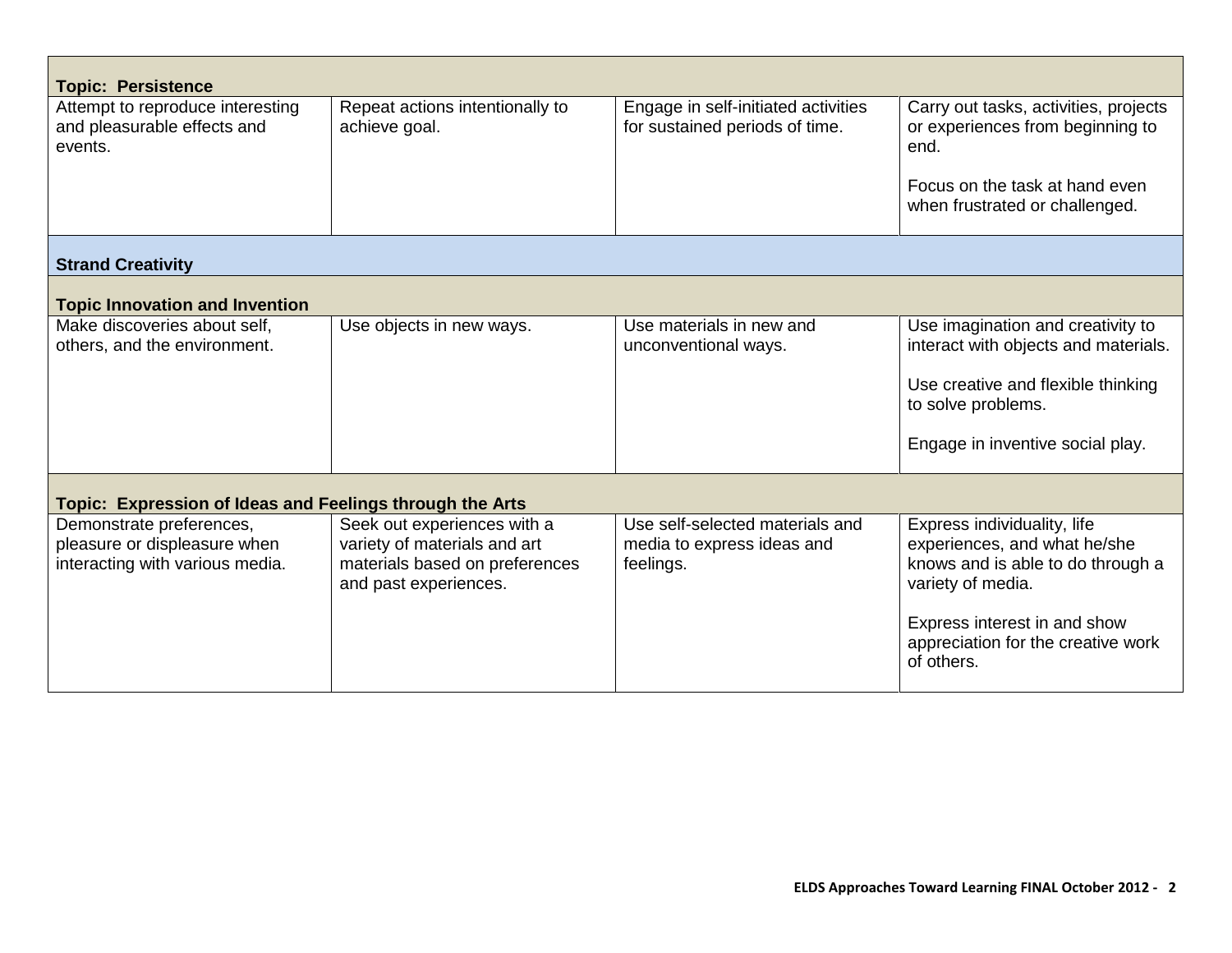| | | | |
|---|---|---|---|
| **Topic: Persistence** | | | |
| Attempt to reproduce interesting and pleasurable effects and events. | Repeat actions intentionally to achieve goal. | Engage in self-initiated activities for sustained periods of time. | Carry out tasks, activities, projects or experiences from beginning to end.<br><br>Focus on the task at hand even when frustrated or challenged. |
| **Strand Creativity** | | | |
| **Topic Innovation and Invention** | | | |
| Make discoveries about self, others, and the environment. | Use objects in new ways. | Use materials in new and unconventional ways. | Use imagination and creativity to interact with objects and materials.<br><br>Use creative and flexible thinking to solve problems.<br><br>Engage in inventive social play. |
| **Topic: Expression of Ideas and Feelings through the Arts** | | | |
| Demonstrate preferences, pleasure or displeasure when interacting with various media. | Seek out experiences with a variety of materials and art materials based on preferences and past experiences. | Use self-selected materials and media to express ideas and feelings. | Express individuality, life experiences, and what he/she knows and is able to do through a variety of media.<br><br>Express interest in and show appreciation for the creative work of others. |